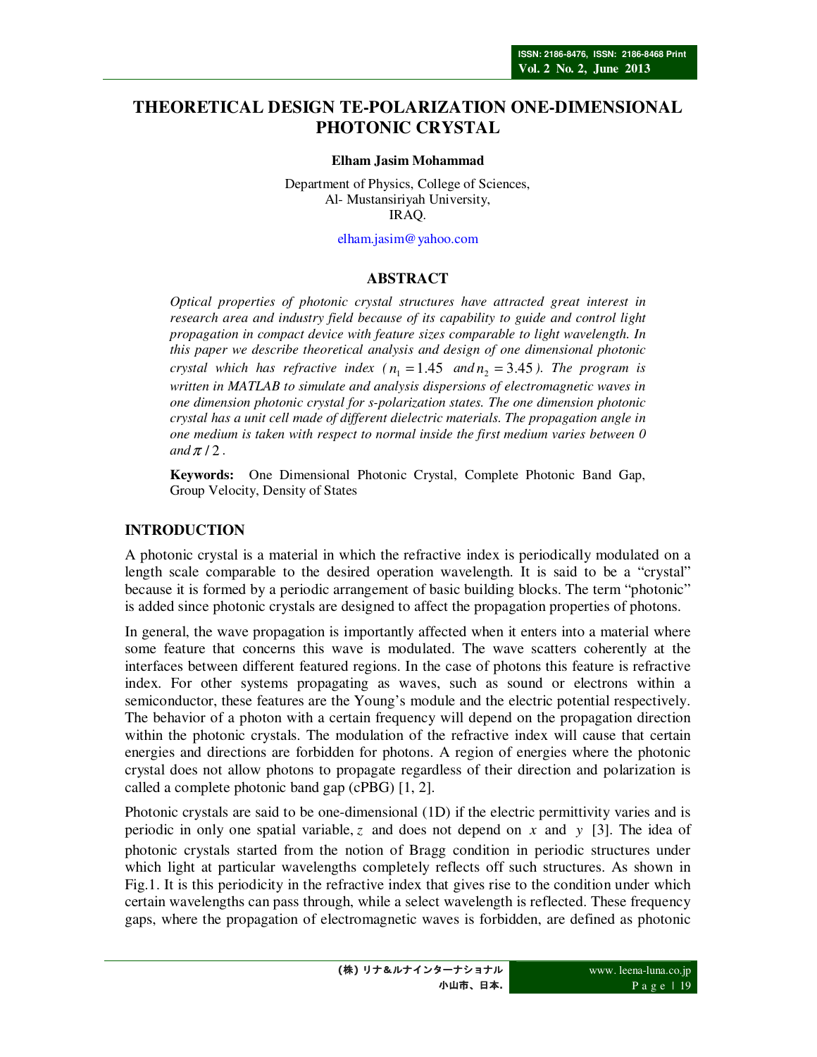# THEORETICAL DESIGN TE-POLARIZATION ONE-DIMENSIONAL PHOTONIC CRYSTAL

**Elham Jasim Mohammad**

Department of Physics, College of Sciences,
Al- Mustansiriyah University,
IRAQ.

elham.jasim@yahoo.com

## ABSTRACT

*Optical properties of photonic crystal structures have attracted great interest in research area and industry field because of its capability to guide and control light propagation in compact device with feature sizes comparable to light wavelength. In this paper we describe theoretical analysis and design of one dimensional photonic crystal which has refractive index ($n_1 = 1.45$ and $n_2 = 3.45$). The program is written in MATLAB to simulate and analysis dispersions of electromagnetic waves in one dimension photonic crystal for s-polarization states. The one dimension photonic crystal has a unit cell made of different dielectric materials. The propagation angle in one medium is taken with respect to normal inside the first medium varies between 0 and $\pi/2$.*

**Keywords:** One Dimensional Photonic Crystal, Complete Photonic Band Gap, Group Velocity, Density of States

## INTRODUCTION

A photonic crystal is a material in which the refractive index is periodically modulated on a length scale comparable to the desired operation wavelength. It is said to be a "crystal" because it is formed by a periodic arrangement of basic building blocks. The term "photonic" is added since photonic crystals are designed to affect the propagation properties of photons.

In general, the wave propagation is importantly affected when it enters into a material where some feature that concerns this wave is modulated. The wave scatters coherently at the interfaces between different featured regions. In the case of photons this feature is refractive index. For other systems propagating as waves, such as sound or electrons within a semiconductor, these features are the Young's module and the electric potential respectively. The behavior of a photon with a certain frequency will depend on the propagation direction within the photonic crystals. The modulation of the refractive index will cause that certain energies and directions are forbidden for photons. A region of energies where the photonic crystal does not allow photons to propagate regardless of their direction and polarization is called a complete photonic band gap (cPBG) [1, 2].

Photonic crystals are said to be one-dimensional (1D) if the electric permittivity varies and is periodic in only one spatial variable, $z$ and does not depend on $x$ and $y$ [3]. The idea of photonic crystals started from the notion of Bragg condition in periodic structures under which light at particular wavelengths completely reflects off such structures. As shown in Fig.1. It is this periodicity in the refractive index that gives rise to the condition under which certain wavelengths can pass through, while a select wavelength is reflected. These frequency gaps, where the propagation of electromagnetic waves is forbidden, are defined as photonic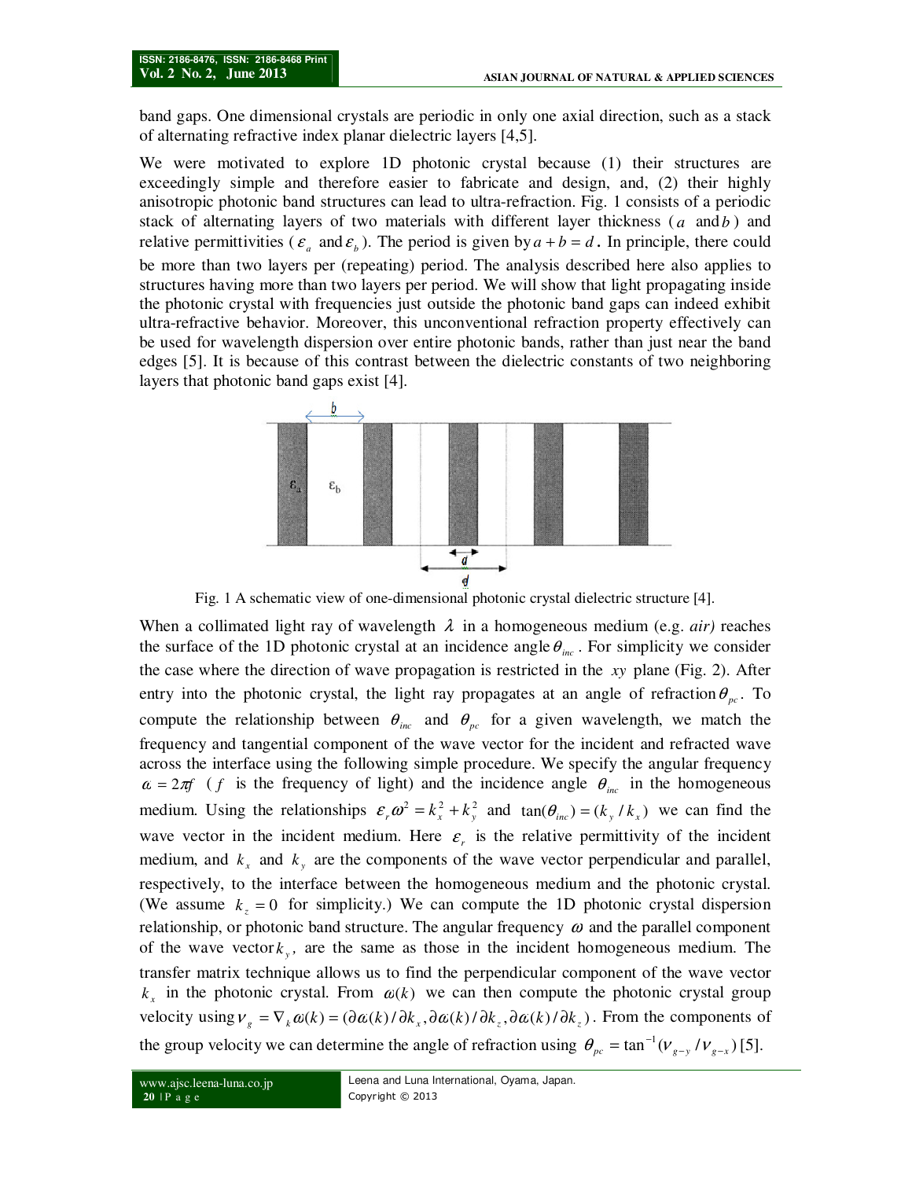band gaps. One dimensional crystals are periodic in only one axial direction, such as a stack of alternating refractive index planar dielectric layers [4,5].

We were motivated to explore 1D photonic crystal because (1) their structures are exceedingly simple and therefore easier to fabricate and design, and, (2) their highly anisotropic photonic band structures can lead to ultra-refraction. Fig. 1 consists of a periodic stack of alternating layers of two materials with different layer thickness ($a$ and $b$) and relative permittivities ($\varepsilon_a$ and $\varepsilon_b$). The period is given by $a + b = d$. In principle, there could be more than two layers per (repeating) period. The analysis described here also applies to structures having more than two layers per period. We will show that light propagating inside the photonic crystal with frequencies just outside the photonic band gaps can indeed exhibit ultra-refractive behavior. Moreover, this unconventional refraction property effectively can be used for wavelength dispersion over entire photonic bands, rather than just near the band edges [5]. It is because of this contrast between the dielectric constants of two neighboring layers that photonic band gaps exist [4].

Fig. 1 A schematic view of one-dimensional photonic crystal dielectric structure [4].

When a collimated light ray of wavelength $\lambda$ in a homogeneous medium (e.g. *air)* reaches the surface of the 1D photonic crystal at an incidence angle $\theta_{inc}$. For simplicity we consider the case where the direction of wave propagation is restricted in the $xy$ plane (Fig. 2). After entry into the photonic crystal, the light ray propagates at an angle of refraction $\theta_{pc}$. To compute the relationship between $\theta_{inc}$ and $\theta_{pc}$ for a given wavelength, we match the frequency and tangential component of the wave vector for the incident and refracted wave across the interface using the following simple procedure. We specify the angular frequency $\omega = 2\pi f$ ($f$ is the frequency of light) and the incidence angle $\theta_{inc}$ in the homogeneous medium. Using the relationships $\varepsilon_r \omega^2 = k_x^2 + k_y^2$ and $\tan(\theta_{inc}) = (k_y / k_x)$ we can find the wave vector in the incident medium. Here $\varepsilon_r$ is the relative permittivity of the incident medium, and $k_x$ and $k_y$ are the components of the wave vector perpendicular and parallel, respectively, to the interface between the homogeneous medium and the photonic crystal. (We assume $k_z = 0$ for simplicity.) We can compute the 1D photonic crystal dispersion relationship, or photonic band structure. The angular frequency $\omega$ and the parallel component of the wave vector $k_y$, are the same as those in the incident homogeneous medium. The transfer matrix technique allows us to find the perpendicular component of the wave vector $k_x$ in the photonic crystal. From $\omega(k)$ we can then compute the photonic crystal group velocity using $v_g = \nabla_k \omega(k) = (\partial\omega(k)/\partial k_x, \partial\omega(k)/\partial k_z, \partial\omega(k)/\partial k_z)$. From the components of the group velocity we can determine the angle of refraction using $\theta_{pc} = \tan^{-1}(v_{g-y} / v_{g-x})$ [5].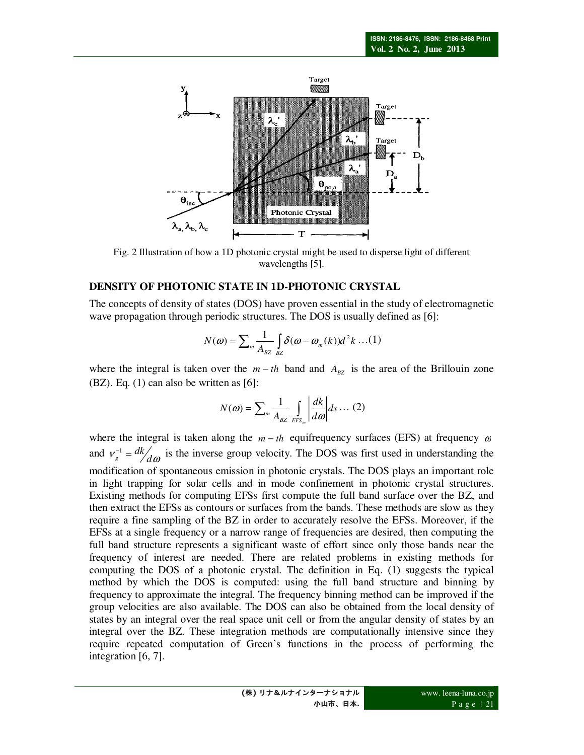Fig. 2 Illustration of how a 1D photonic crystal might be used to disperse light of different wavelengths [5].

### DENSITY OF PHOTONIC STATE IN 1D-PHOTONIC CRYSTAL

The concepts of density of states (DOS) have proven essential in the study of electromagnetic wave propagation through periodic structures. The DOS is usually defined as [6]:

$$N(\omega) = \sum_m \frac{1}{A_{BZ}} \int_{BZ} \delta(\omega - \omega_m(k)) d^2k \ldots (1)$$

where the integral is taken over the $m-th$ band and $A_{BZ}$ is the area of the Brillouin zone (BZ). Eq. (1) can also be written as [6]:

$$N(\omega) = \sum_m \frac{1}{A_{BZ}} \int_{EFS_m} \left\| \frac{dk}{d\omega} \right\| ds \ldots (2)$$

where the integral is taken along the $m-th$ equifrequency surfaces (EFS) at frequency $\omega$ and $v_g^{-1} = dk/d\omega$ is the inverse group velocity. The DOS was first used in understanding the modification of spontaneous emission in photonic crystals. The DOS plays an important role in light trapping for solar cells and in mode confinement in photonic crystal structures. Existing methods for computing EFSs first compute the full band surface over the BZ, and then extract the EFSs as contours or surfaces from the bands. These methods are slow as they require a fine sampling of the BZ in order to accurately resolve the EFSs. Moreover, if the EFSs at a single frequency or a narrow range of frequencies are desired, then computing the full band structure represents a significant waste of effort since only those bands near the frequency of interest are needed. There are related problems in existing methods for computing the DOS of a photonic crystal. The definition in Eq. (1) suggests the typical method by which the DOS is computed: using the full band structure and binning by frequency to approximate the integral. The frequency binning method can be improved if the group velocities are also available. The DOS can also be obtained from the local density of states by an integral over the real space unit cell or from the angular density of states by an integral over the BZ. These integration methods are computationally intensive since they require repeated computation of Green's functions in the process of performing the integration [6, 7].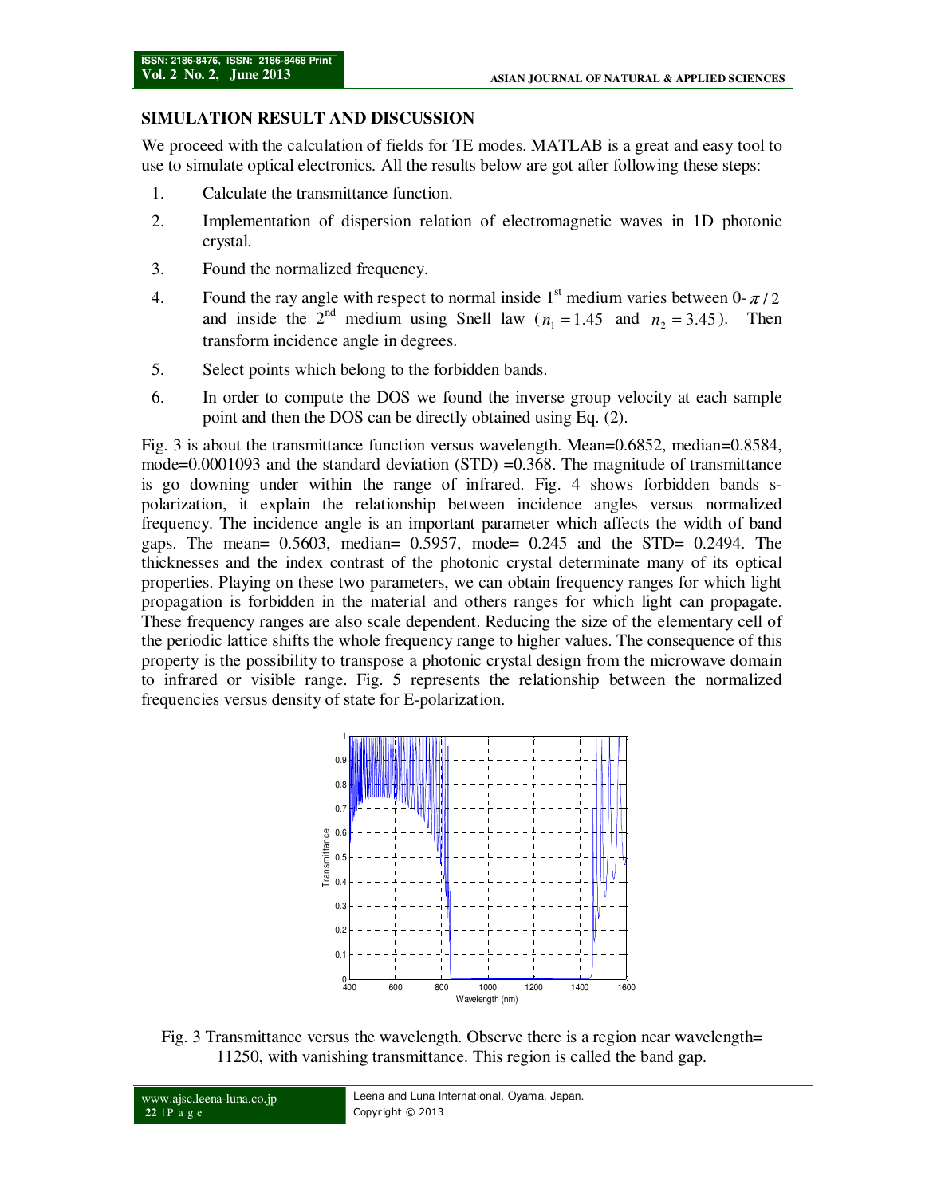## SIMULATION RESULT AND DISCUSSION

We proceed with the calculation of fields for TE modes. MATLAB is a great and easy tool to use to simulate optical electronics. All the results below are got after following these steps:

1. Calculate the transmittance function.
2. Implementation of dispersion relation of electromagnetic waves in 1D photonic crystal.
3. Found the normalized frequency.
4. Found the ray angle with respect to normal inside 1st medium varies between 0- $\pi/2$ and inside the 2nd medium using Snell law ($n_1 = 1.45$ and $n_2 = 3.45$). Then transform incidence angle in degrees.
5. Select points which belong to the forbidden bands.
6. In order to compute the DOS we found the inverse group velocity at each sample point and then the DOS can be directly obtained using Eq. (2).

Fig. 3 is about the transmittance function versus wavelength. Mean=0.6852, median=0.8584, mode=0.0001093 and the standard deviation (STD) =0.368. The magnitude of transmittance is go downing under within the range of infrared. Fig. 4 shows forbidden bands s-polarization, it explain the relationship between incidence angles versus normalized frequency. The incidence angle is an important parameter which affects the width of band gaps. The mean= 0.5603, median= 0.5957, mode= 0.245 and the STD= 0.2494. The thicknesses and the index contrast of the photonic crystal determinate many of its optical properties. Playing on these two parameters, we can obtain frequency ranges for which light propagation is forbidden in the material and others ranges for which light can propagate. These frequency ranges are also scale dependent. Reducing the size of the elementary cell of the periodic lattice shifts the whole frequency range to higher values. The consequence of this property is the possibility to transpose a photonic crystal design from the microwave domain to infrared or visible range. Fig. 5 represents the relationship between the normalized frequencies versus density of state for E-polarization.

Fig. 3 Transmittance versus the wavelength. Observe there is a region near wavelength= 11250, with vanishing transmittance. This region is called the band gap.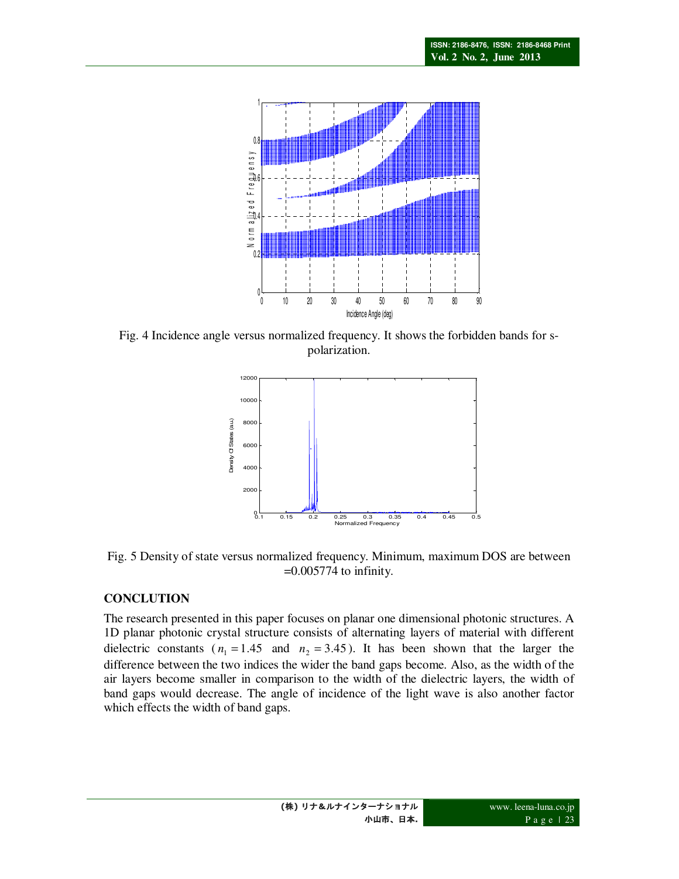Fig. 4 Incidence angle versus normalized frequency. It shows the forbidden bands for s-polarization.

Fig. 5 Density of state versus normalized frequency. Minimum, maximum DOS are between =0.005774 to infinity.

## CONCLUTION

The research presented in this paper focuses on planar one dimensional photonic structures. A 1D planar photonic crystal structure consists of alternating layers of material with different dielectric constants ($n_1 = 1.45$ and $n_2 = 3.45$). It has been shown that the larger the difference between the two indices the wider the band gaps become. Also, as the width of the air layers become smaller in comparison to the width of the dielectric layers, the width of band gaps would decrease. The angle of incidence of the light wave is also another factor which effects the width of band gaps.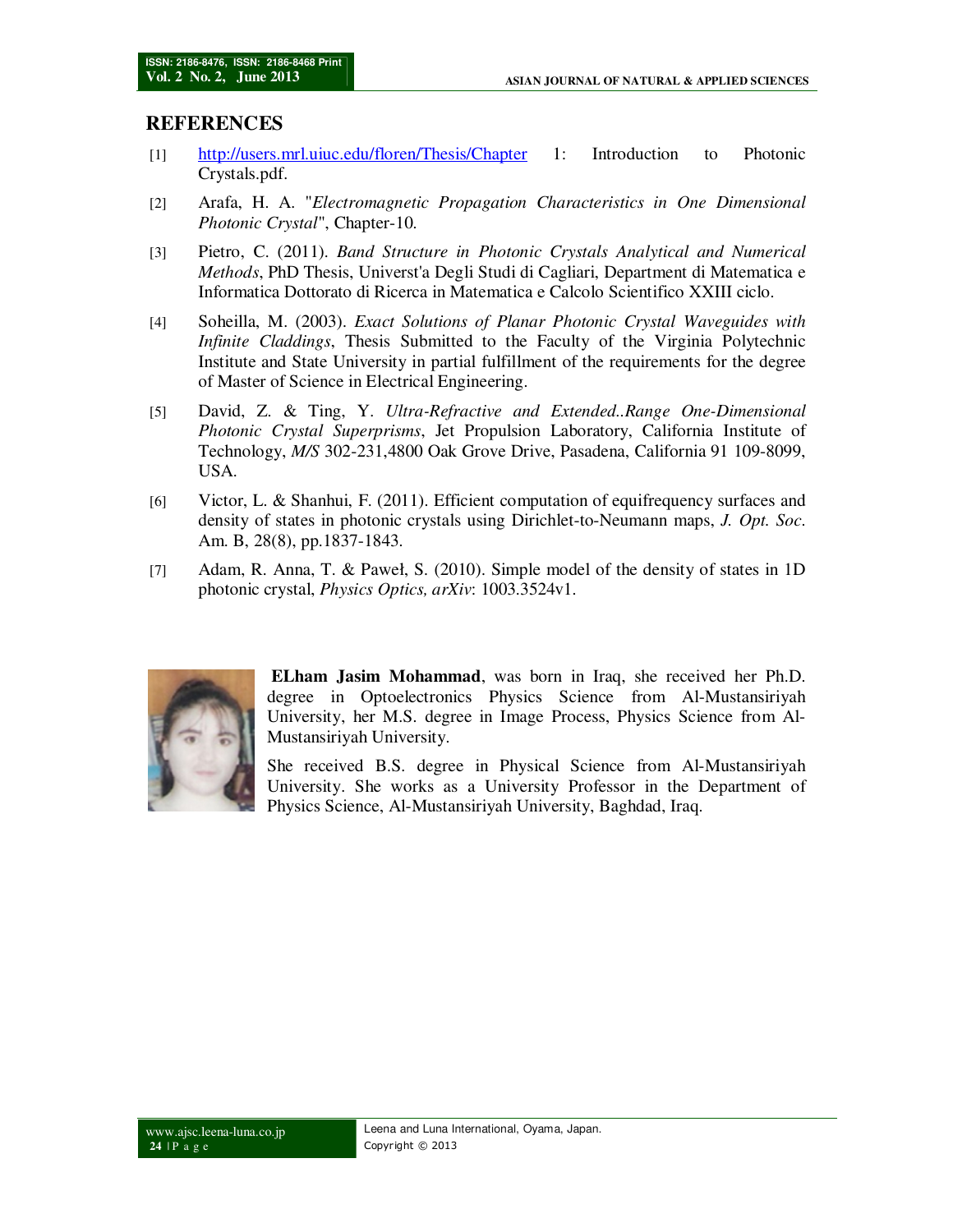## REFERENCES

[1] http://users.mrl.uiuc.edu/floren/Thesis/Chapter 1: Introduction to Photonic Crystals.pdf.

[2] Arafa, H. A. "*Electromagnetic Propagation Characteristics in One Dimensional Photonic Crystal*", Chapter-10.

[3] Pietro, C. (2011). *Band Structure in Photonic Crystals Analytical and Numerical Methods*, PhD Thesis, Universt'a Degli Studi di Cagliari, Department di Matematica e Informatica Dottorato di Ricerca in Matematica e Calcolo Scientifico XXIII ciclo.

[4] Soheilla, M. (2003). *Exact Solutions of Planar Photonic Crystal Waveguides with Infinite Claddings*, Thesis Submitted to the Faculty of the Virginia Polytechnic Institute and State University in partial fulfillment of the requirements for the degree of Master of Science in Electrical Engineering.

[5] David, Z. & Ting, Y. *Ultra-Refractive and Extended..Range One-Dimensional Photonic Crystal Superprisms*, Jet Propulsion Laboratory, California Institute of Technology, *M/S* 302-231,4800 Oak Grove Drive, Pasadena, California 91 109-8099, USA.

[6] Victor, L. & Shanhui, F. (2011). Efficient computation of equifrequency surfaces and density of states in photonic crystals using Dirichlet-to-Neumann maps, *J. Opt. Soc.* Am. B, 28(8), pp.1837-1843.

[7] Adam, R. Anna, T. & Paweł, S. (2010). Simple model of the density of states in 1D photonic crystal, *Physics Optics, arXiv*: 1003.3524v1.

**ELham Jasim Mohammad**, was born in Iraq, she received her Ph.D. degree in Optoelectronics Physics Science from Al-Mustansiriyah University, her M.S. degree in Image Process, Physics Science from Al-Mustansiriyah University.

She received B.S. degree in Physical Science from Al-Mustansiriyah University. She works as a University Professor in the Department of Physics Science, Al-Mustansiriyah University, Baghdad, Iraq.